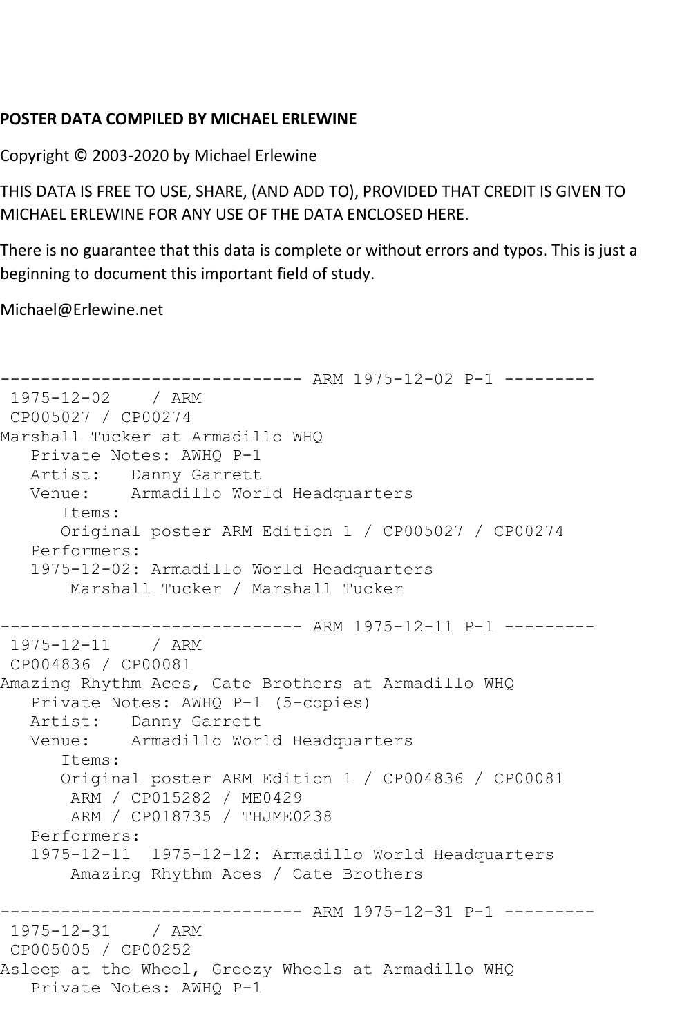**POSTER DATA COMPILED BY MICHAEL ERLEWINE**

Copyright © 2003-2020 by Michael Erlewine

THIS DATA IS FREE TO USE, SHARE, (AND ADD TO), PROVIDED THAT CREDIT IS GIVEN TO MICHAEL ERLEWINE FOR ANY USE OF THE DATA ENCLOSED HERE.

There is no guarantee that this data is complete or without errors and typos. This is just a beginning to document this important field of study.

Michael@Erlewine.net

```
------------------------------ ARM 1975-12-02 P-1 ---------
 1975-12-02    / ARM
 CP005027 / CP00274
Marshall Tucker at Armadillo WHQ
   Private Notes: AWHQ P-1
   Artist:   Danny Garrett
   Venue:    Armadillo World Headquarters
      Items:
      Original poster ARM Edition 1 / CP005027 / CP00274
   Performers:
   1975-12-02: Armadillo World Headquarters
       Marshall Tucker / Marshall Tucker

------------------------------ ARM 1975-12-11 P-1 ---------
 1975-12-11    / ARM
 CP004836 / CP00081
Amazing Rhythm Aces, Cate Brothers at Armadillo WHQ
   Private Notes: AWHQ P-1 (5-copies)
   Artist:   Danny Garrett
   Venue:    Armadillo World Headquarters
      Items:
      Original poster ARM Edition 1 / CP004836 / CP00081
       ARM / CP015282 / ME0429
       ARM / CP018735 / THJME0238
   Performers:
   1975-12-11  1975-12-12: Armadillo World Headquarters
       Amazing Rhythm Aces / Cate Brothers

------------------------------ ARM 1975-12-31 P-1 ---------
 1975-12-31    / ARM
 CP005005 / CP00252
Asleep at the Wheel, Greezy Wheels at Armadillo WHQ
   Private Notes: AWHQ P-1
```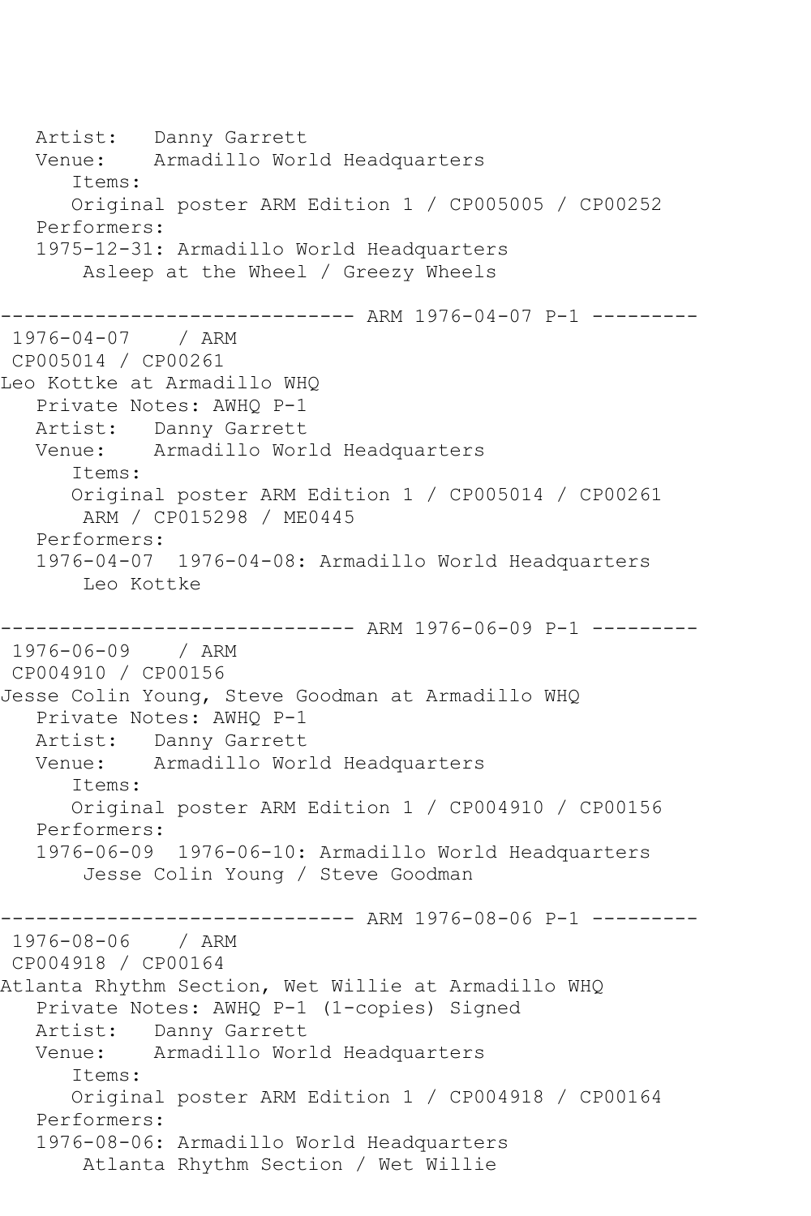```
   Artist:   Danny Garrett
   Venue:    Armadillo World Headquarters
      Items:
      Original poster ARM Edition 1 / CP005005 / CP00252
   Performers:
   1975-12-31: Armadillo World Headquarters
       Asleep at the Wheel / Greezy Wheels

------------------------------ ARM 1976-04-07 P-1 ---------
 1976-04-07    / ARM
 CP005014 / CP00261
Leo Kottke at Armadillo WHQ
   Private Notes: AWHQ P-1
   Artist:   Danny Garrett
   Venue:    Armadillo World Headquarters
      Items:
      Original poster ARM Edition 1 / CP005014 / CP00261
       ARM / CP015298 / ME0445
   Performers:
   1976-04-07  1976-04-08: Armadillo World Headquarters
       Leo Kottke

------------------------------ ARM 1976-06-09 P-1 ---------
 1976-06-09    / ARM
 CP004910 / CP00156
Jesse Colin Young, Steve Goodman at Armadillo WHQ
   Private Notes: AWHQ P-1
   Artist:   Danny Garrett
   Venue:    Armadillo World Headquarters
      Items:
      Original poster ARM Edition 1 / CP004910 / CP00156
   Performers:
   1976-06-09  1976-06-10: Armadillo World Headquarters
       Jesse Colin Young / Steve Goodman

------------------------------ ARM 1976-08-06 P-1 ---------
 1976-08-06    / ARM
 CP004918 / CP00164
Atlanta Rhythm Section, Wet Willie at Armadillo WHQ
   Private Notes: AWHQ P-1 (1-copies) Signed
   Artist:   Danny Garrett
   Venue:    Armadillo World Headquarters
      Items:
      Original poster ARM Edition 1 / CP004918 / CP00164
   Performers:
   1976-08-06: Armadillo World Headquarters
       Atlanta Rhythm Section / Wet Willie
```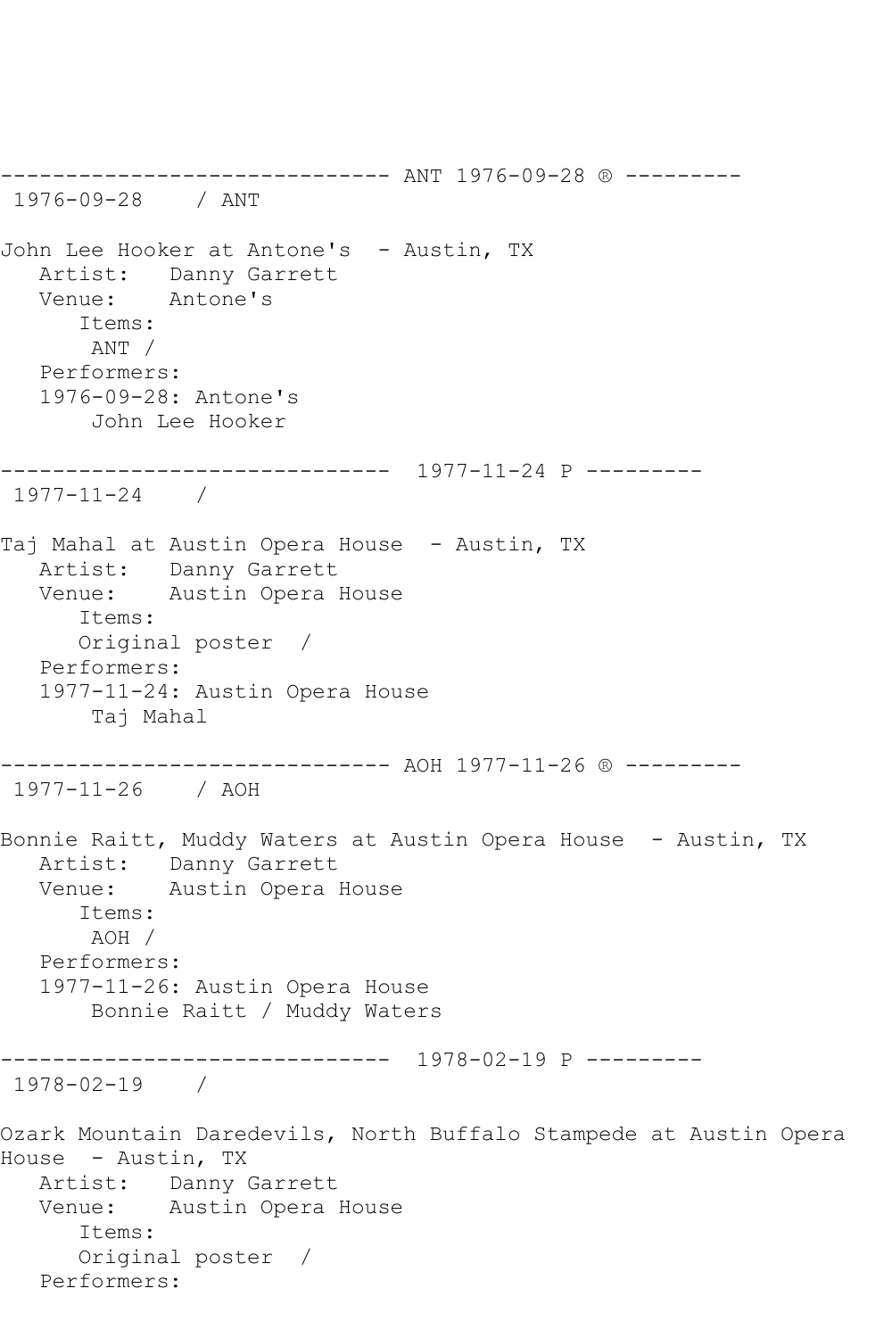------------------------------ ANT 1976-09-28 ® ---------
1976-09-28 / ANT

John Lee Hooker at Antone's - Austin, TX
Artist: Danny Garrett
Venue: Antone's
Items:
ANT /
Performers:
1976-09-28: Antone's
John Lee Hooker

------------------------------ 1977-11-24 P ---------
1977-11-24 /

Taj Mahal at Austin Opera House - Austin, TX
Artist: Danny Garrett
Venue: Austin Opera House
Items:
Original poster /
Performers:
1977-11-24: Austin Opera House
Taj Mahal

------------------------------ AOH 1977-11-26 ® ---------
1977-11-26 / AOH

Bonnie Raitt, Muddy Waters at Austin Opera House - Austin, TX
Artist: Danny Garrett
Venue: Austin Opera House
Items:
AOH /
Performers:
1977-11-26: Austin Opera House
Bonnie Raitt / Muddy Waters

------------------------------ 1978-02-19 P ---------
1978-02-19 /

Ozark Mountain Daredevils, North Buffalo Stampede at Austin Opera House - Austin, TX
Artist: Danny Garrett
Venue: Austin Opera House
Items:
Original poster /
Performers: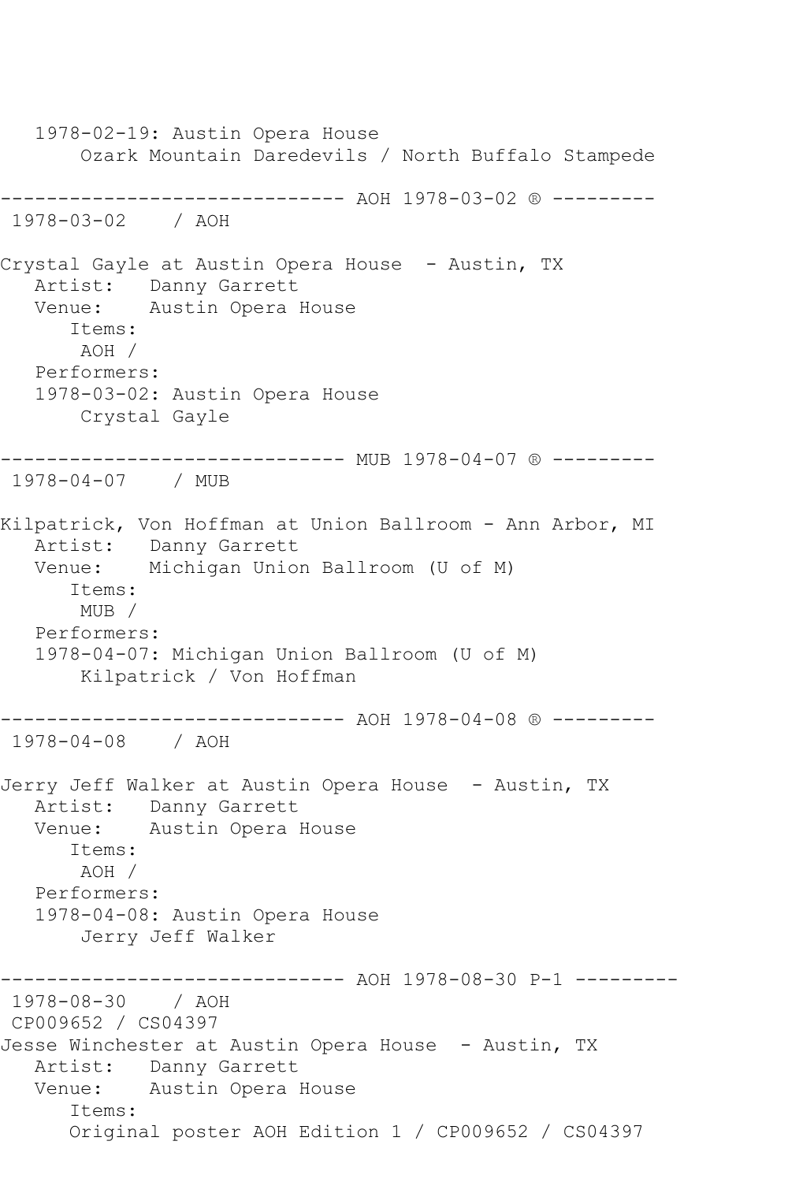```
   1978-02-19: Austin Opera House
       Ozark Mountain Daredevils / North Buffalo Stampede

------------------------------ AOH 1978-03-02 ® ---------
 1978-03-02    / AOH

Crystal Gayle at Austin Opera House  - Austin, TX
   Artist:   Danny Garrett
   Venue:    Austin Opera House
      Items:
       AOH /
   Performers:
   1978-03-02: Austin Opera House
       Crystal Gayle

------------------------------ MUB 1978-04-07 ® ---------
 1978-04-07    / MUB

Kilpatrick, Von Hoffman at Union Ballroom - Ann Arbor, MI
   Artist:   Danny Garrett
   Venue:    Michigan Union Ballroom (U of M)
      Items:
       MUB /
   Performers:
   1978-04-07: Michigan Union Ballroom (U of M)
       Kilpatrick / Von Hoffman

------------------------------ AOH 1978-04-08 ® ---------
 1978-04-08    / AOH

Jerry Jeff Walker at Austin Opera House  - Austin, TX
   Artist:   Danny Garrett
   Venue:    Austin Opera House
      Items:
       AOH /
   Performers:
   1978-04-08: Austin Opera House
       Jerry Jeff Walker

------------------------------ AOH 1978-08-30 P-1 ---------
 1978-08-30    / AOH
 CP009652 / CS04397
Jesse Winchester at Austin Opera House  - Austin, TX
   Artist:   Danny Garrett
   Venue:    Austin Opera House
      Items:
      Original poster AOH Edition 1 / CP009652 / CS04397
```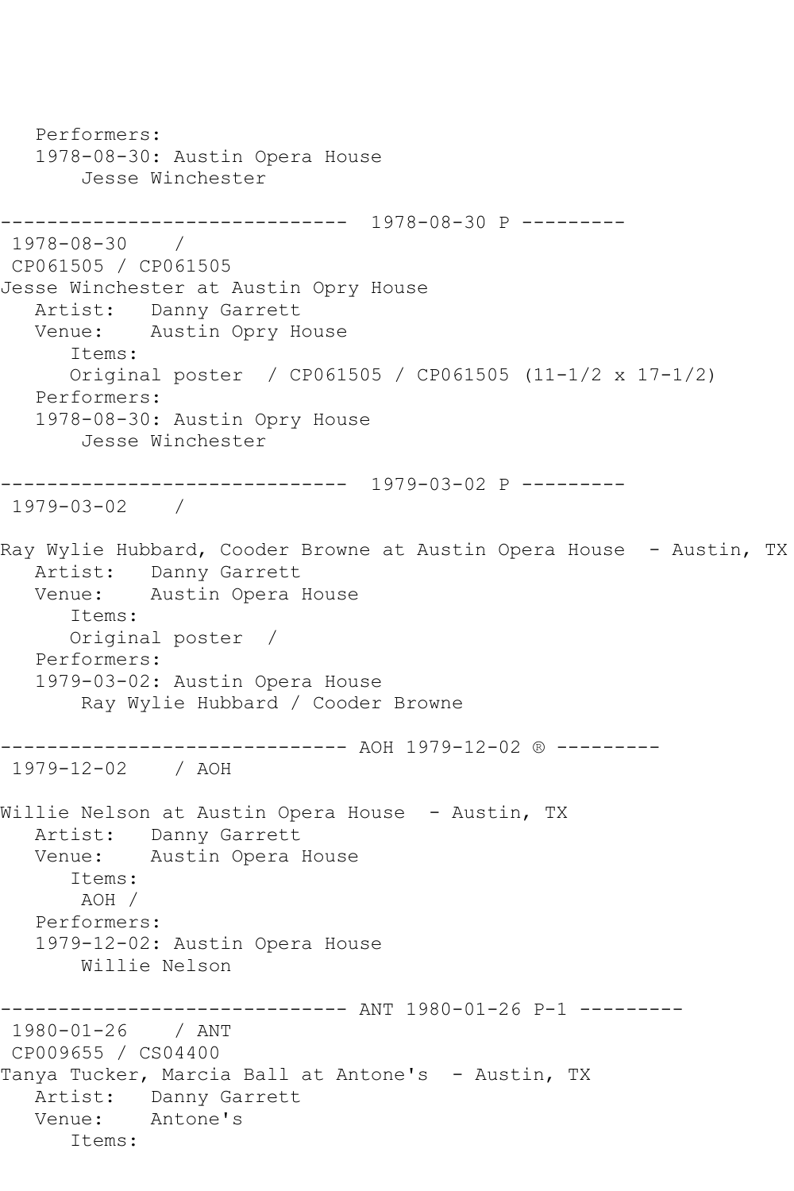```
   Performers:
   1978-08-30: Austin Opera House
       Jesse Winchester

------------------------------  1978-08-30 P ---------
 1978-08-30    /
 CP061505 / CP061505
Jesse Winchester at Austin Opry House
   Artist:   Danny Garrett
   Venue:    Austin Opry House
      Items:
      Original poster  / CP061505 / CP061505 (11-1/2 x 17-1/2)
   Performers:
   1978-08-30: Austin Opry House
       Jesse Winchester

------------------------------  1979-03-02 P ---------
 1979-03-02    /

Ray Wylie Hubbard, Cooder Browne at Austin Opera House  - Austin, TX
   Artist:   Danny Garrett
   Venue:    Austin Opera House
      Items:
      Original poster  /
   Performers:
   1979-03-02: Austin Opera House
       Ray Wylie Hubbard / Cooder Browne

------------------------------ AOH 1979-12-02 ® ---------
 1979-12-02    / AOH

Willie Nelson at Austin Opera House  - Austin, TX
   Artist:   Danny Garrett
   Venue:    Austin Opera House
      Items:
       AOH /
   Performers:
   1979-12-02: Austin Opera House
       Willie Nelson

------------------------------ ANT 1980-01-26 P-1 ---------
 1980-01-26    / ANT
 CP009655 / CS04400
Tanya Tucker, Marcia Ball at Antone's  - Austin, TX
   Artist:   Danny Garrett
   Venue:    Antone's
      Items:
```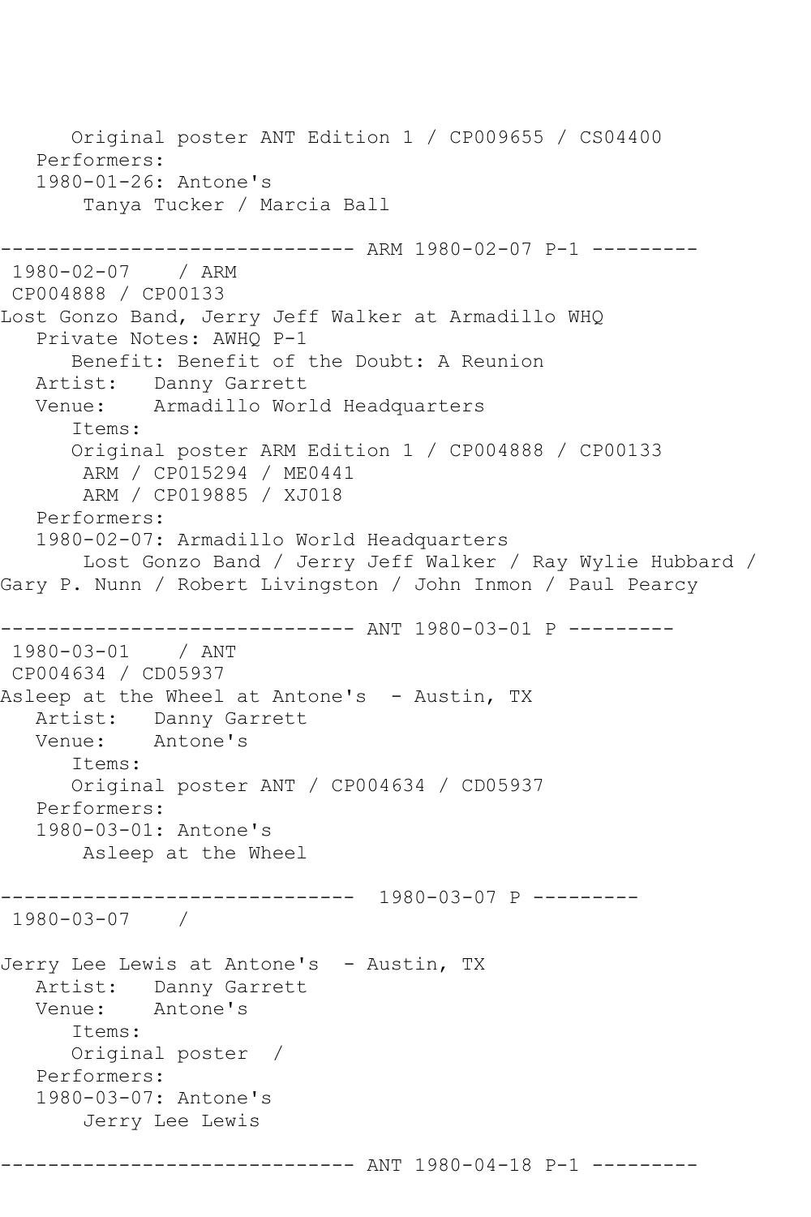```
      Original poster ANT Edition 1 / CP009655 / CS04400
   Performers:
   1980-01-26: Antone's
       Tanya Tucker / Marcia Ball

------------------------------ ARM 1980-02-07 P-1 ---------
 1980-02-07    / ARM
 CP004888 / CP00133
Lost Gonzo Band, Jerry Jeff Walker at Armadillo WHQ
   Private Notes: AWHQ P-1
      Benefit: Benefit of the Doubt: A Reunion
   Artist:   Danny Garrett
   Venue:    Armadillo World Headquarters
      Items:
      Original poster ARM Edition 1 / CP004888 / CP00133
       ARM / CP015294 / ME0441
       ARM / CP019885 / XJ018
   Performers:
   1980-02-07: Armadillo World Headquarters
       Lost Gonzo Band / Jerry Jeff Walker / Ray Wylie Hubbard /
Gary P. Nunn / Robert Livingston / John Inmon / Paul Pearcy

------------------------------ ANT 1980-03-01 P ---------
 1980-03-01    / ANT
 CP004634 / CD05937
Asleep at the Wheel at Antone's  - Austin, TX
   Artist:   Danny Garrett
   Venue:    Antone's
      Items:
      Original poster ANT / CP004634 / CD05937
   Performers:
   1980-03-01: Antone's
       Asleep at the Wheel

------------------------------  1980-03-07 P ---------
 1980-03-07    /

Jerry Lee Lewis at Antone's  - Austin, TX
   Artist:   Danny Garrett
   Venue:    Antone's
      Items:
      Original poster  /
   Performers:
   1980-03-07: Antone's
       Jerry Lee Lewis

------------------------------ ANT 1980-04-18 P-1 ---------
```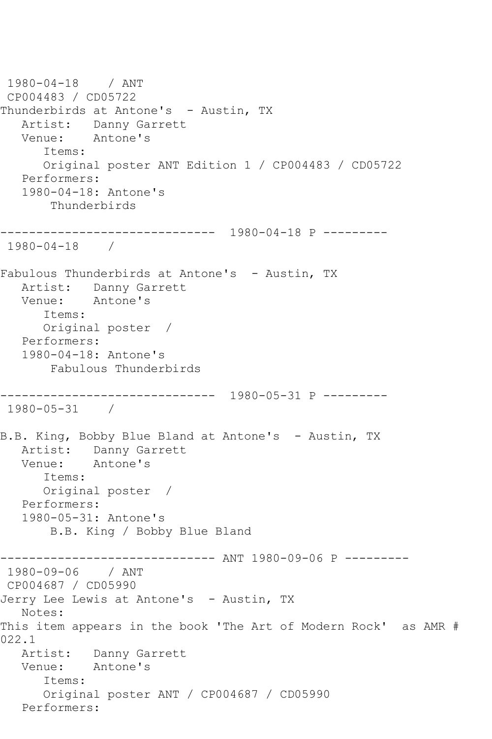1980-04-18 / ANT
CP004483 / CD05722
Thunderbirds at Antone's - Austin, TX
Artist: Danny Garrett
Venue: Antone's
Items:
Original poster ANT Edition 1 / CP004483 / CD05722
Performers:
1980-04-18: Antone's
Thunderbirds

------------------------------ 1980-04-18 P ---------
1980-04-18 /

Fabulous Thunderbirds at Antone's - Austin, TX
Artist: Danny Garrett
Venue: Antone's
Items:
Original poster /
Performers:
1980-04-18: Antone's
Fabulous Thunderbirds

------------------------------ 1980-05-31 P ---------
1980-05-31 /

B.B. King, Bobby Blue Bland at Antone's - Austin, TX
Artist: Danny Garrett
Venue: Antone's
Items:
Original poster /
Performers:
1980-05-31: Antone's
B.B. King / Bobby Blue Bland

------------------------------ ANT 1980-09-06 P ---------
1980-09-06 / ANT
CP004687 / CD05990
Jerry Lee Lewis at Antone's - Austin, TX
Notes:
This item appears in the book 'The Art of Modern Rock' as AMR # 022.1
Artist: Danny Garrett
Venue: Antone's
Items:
Original poster ANT / CP004687 / CD05990
Performers: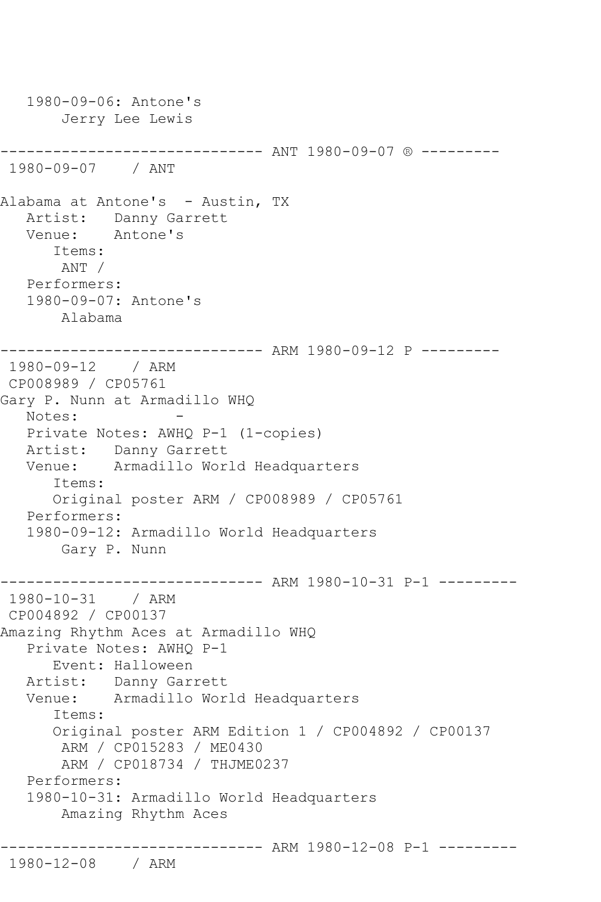```
   1980-09-06: Antone's
       Jerry Lee Lewis

------------------------------ ANT 1980-09-07 ® ---------
 1980-09-07    / ANT

Alabama at Antone's  - Austin, TX
   Artist:   Danny Garrett
   Venue:    Antone's
      Items:
       ANT /
   Performers:
   1980-09-07: Antone's
       Alabama

------------------------------ ARM 1980-09-12 P ---------
 1980-09-12    / ARM
 CP008989 / CP05761
Gary P. Nunn at Armadillo WHQ
   Notes:           -
   Private Notes: AWHQ P-1 (1-copies)
   Artist:   Danny Garrett
   Venue:    Armadillo World Headquarters
      Items:
      Original poster ARM / CP008989 / CP05761
   Performers:
   1980-09-12: Armadillo World Headquarters
       Gary P. Nunn

------------------------------ ARM 1980-10-31 P-1 ---------
 1980-10-31    / ARM
 CP004892 / CP00137
Amazing Rhythm Aces at Armadillo WHQ
   Private Notes: AWHQ P-1
      Event: Halloween
   Artist:   Danny Garrett
   Venue:    Armadillo World Headquarters
      Items:
      Original poster ARM Edition 1 / CP004892 / CP00137
       ARM / CP015283 / ME0430
       ARM / CP018734 / THJME0237
   Performers:
   1980-10-31: Armadillo World Headquarters
       Amazing Rhythm Aces

------------------------------ ARM 1980-12-08 P-1 ---------
 1980-12-08    / ARM
```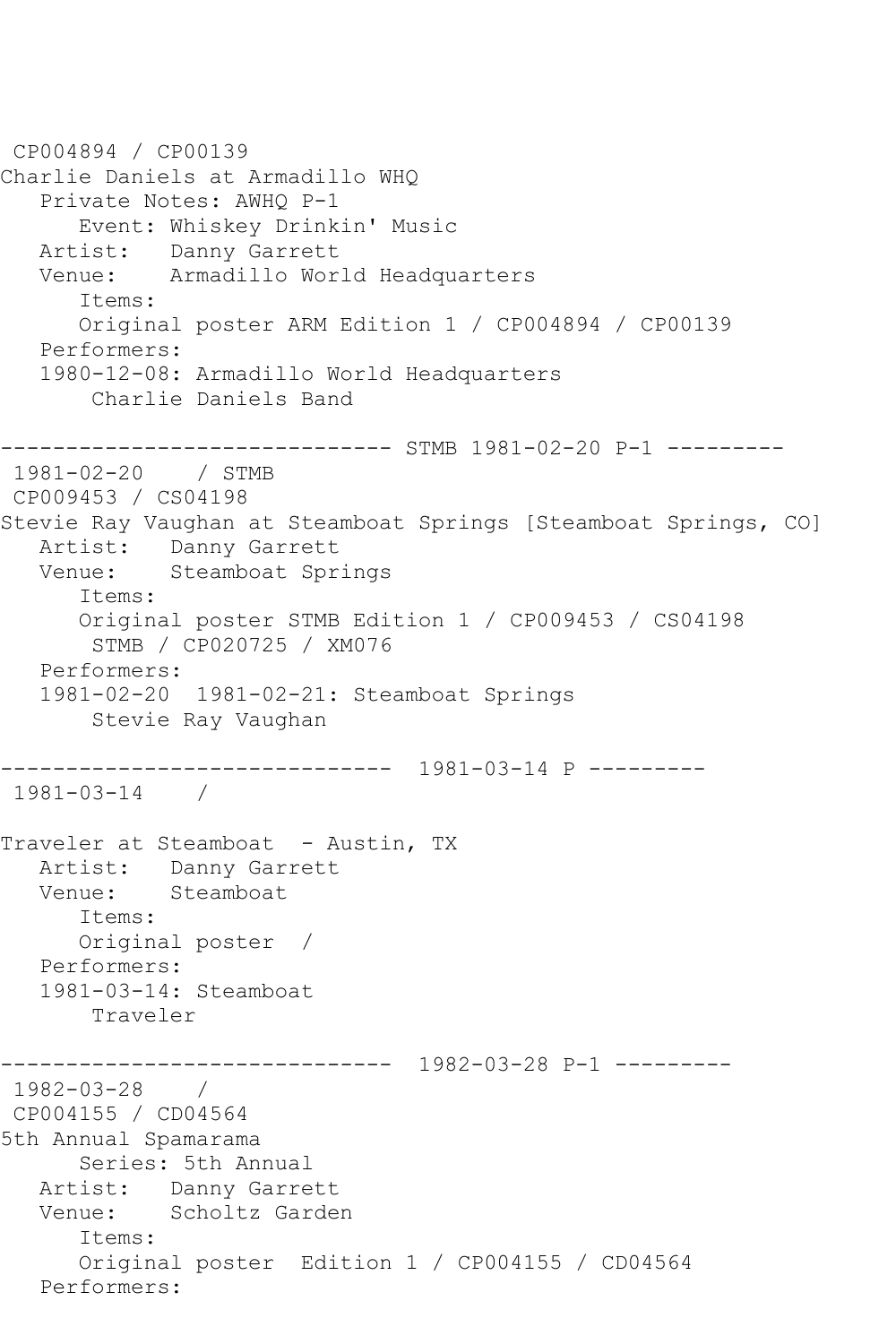CP004894 / CP00139
Charlie Daniels at Armadillo WHQ
   Private Notes: AWHQ P-1
      Event: Whiskey Drinkin' Music
   Artist:   Danny Garrett
   Venue:    Armadillo World Headquarters
      Items:
      Original poster ARM Edition 1 / CP004894 / CP00139
   Performers:
   1980-12-08: Armadillo World Headquarters
       Charlie Daniels Band

------------------------------ STMB 1981-02-20 P-1 ---------
 1981-02-20    / STMB
 CP009453 / CS04198
Stevie Ray Vaughan at Steamboat Springs [Steamboat Springs, CO]
   Artist:   Danny Garrett
   Venue:    Steamboat Springs
      Items:
      Original poster STMB Edition 1 / CP009453 / CS04198
       STMB / CP020725 / XM076
   Performers:
   1981-02-20  1981-02-21: Steamboat Springs
       Stevie Ray Vaughan

------------------------------  1981-03-14 P ---------
 1981-03-14    /

Traveler at Steamboat  - Austin, TX
   Artist:   Danny Garrett
   Venue:    Steamboat
      Items:
      Original poster  /
   Performers:
   1981-03-14: Steamboat
       Traveler

------------------------------  1982-03-28 P-1 ---------
 1982-03-28    /
 CP004155 / CD04564
5th Annual Spamarama
      Series: 5th Annual
   Artist:   Danny Garrett
   Venue:    Scholtz Garden
      Items:
      Original poster  Edition 1 / CP004155 / CD04564
   Performers: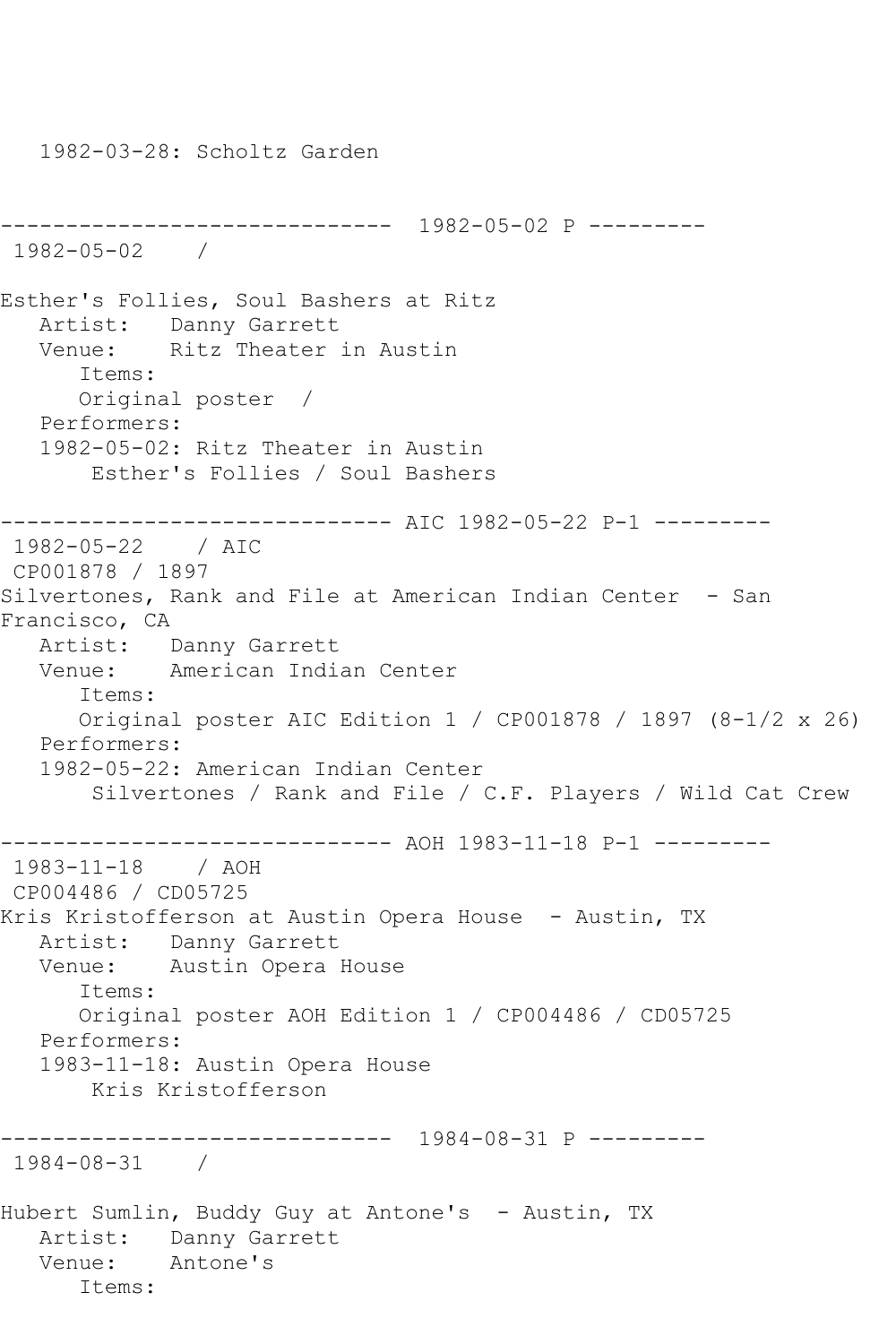1982-03-28: Scholtz Garden

------------------------------ 1982-05-02 P ---------
1982-05-02 /

Esther's Follies, Soul Bashers at Ritz
Artist: Danny Garrett
Venue: Ritz Theater in Austin
Items:
Original poster /
Performers:
1982-05-02: Ritz Theater in Austin
Esther's Follies / Soul Bashers

------------------------------ AIC 1982-05-22 P-1 ---------
1982-05-22 / AIC
CP001878 / 1897
Silvertones, Rank and File at American Indian Center - San Francisco, CA
Artist: Danny Garrett
Venue: American Indian Center
Items:
Original poster AIC Edition 1 / CP001878 / 1897 (8-1/2 x 26)
Performers:
1982-05-22: American Indian Center
Silvertones / Rank and File / C.F. Players / Wild Cat Crew

------------------------------ AOH 1983-11-18 P-1 ---------
1983-11-18 / AOH
CP004486 / CD05725
Kris Kristofferson at Austin Opera House - Austin, TX
Artist: Danny Garrett
Venue: Austin Opera House
Items:
Original poster AOH Edition 1 / CP004486 / CD05725
Performers:
1983-11-18: Austin Opera House
Kris Kristofferson

------------------------------ 1984-08-31 P ---------
1984-08-31 /

Hubert Sumlin, Buddy Guy at Antone's - Austin, TX
Artist: Danny Garrett
Venue: Antone's
Items: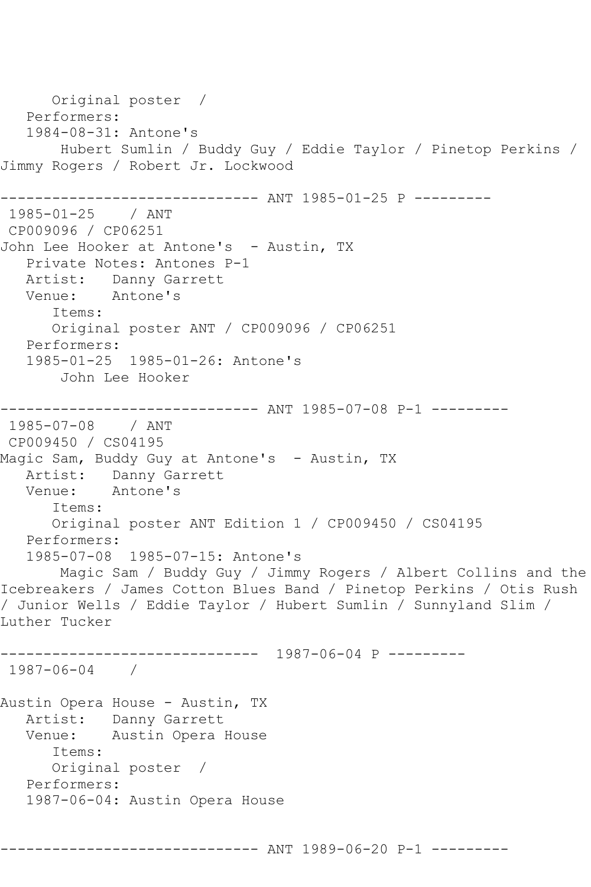Original poster  /
Performers:
1984-08-31: Antone's
Hubert Sumlin / Buddy Guy / Eddie Taylor / Pinetop Perkins / Jimmy Rogers / Robert Jr. Lockwood

------------------------------ ANT 1985-01-25 P ---------

1985-01-25    / ANT
CP009096 / CP06251
John Lee Hooker at Antone's  - Austin, TX
Private Notes: Antones P-1
Artist:   Danny Garrett
Venue:    Antone's
Items:
Original poster ANT / CP009096 / CP06251
Performers:
1985-01-25  1985-01-26: Antone's
John Lee Hooker

------------------------------ ANT 1985-07-08 P-1 ---------

1985-07-08    / ANT
CP009450 / CS04195
Magic Sam, Buddy Guy at Antone's  - Austin, TX
Artist:   Danny Garrett
Venue:    Antone's
Items:
Original poster ANT Edition 1 / CP009450 / CS04195
Performers:
1985-07-08  1985-07-15: Antone's
Magic Sam / Buddy Guy / Jimmy Rogers / Albert Collins and the Icebreakers / James Cotton Blues Band / Pinetop Perkins / Otis Rush / Junior Wells / Eddie Taylor / Hubert Sumlin / Sunnyland Slim / Luther Tucker

------------------------------  1987-06-04 P ---------

1987-06-04    /

Austin Opera House - Austin, TX
Artist:   Danny Garrett
Venue:    Austin Opera House
Items:
Original poster  /
Performers:
1987-06-04: Austin Opera House

------------------------------ ANT 1989-06-20 P-1 ---------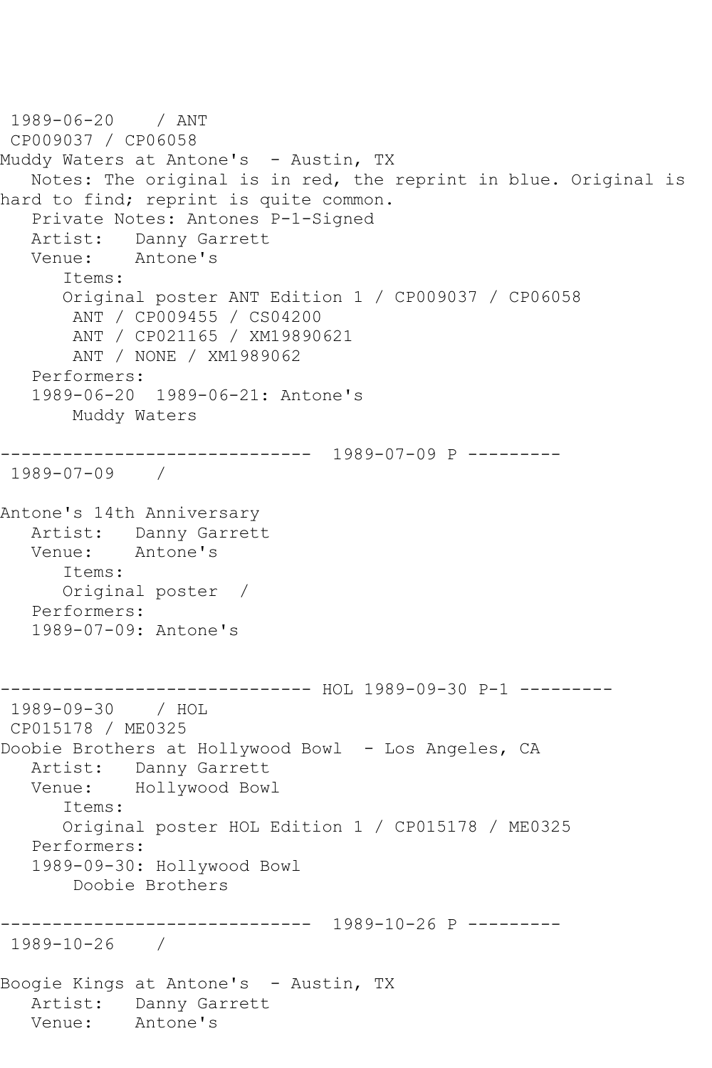```
 1989-06-20    / ANT
 CP009037 / CP06058
Muddy Waters at Antone's  - Austin, TX
   Notes: The original is in red, the reprint in blue. Original is
hard to find; reprint is quite common.
   Private Notes: Antones P-1-Signed
   Artist:   Danny Garrett
   Venue:    Antone's
      Items:
      Original poster ANT Edition 1 / CP009037 / CP06058
       ANT / CP009455 / CS04200
       ANT / CP021165 / XM19890621
       ANT / NONE / XM1989062
   Performers:
   1989-06-20  1989-06-21: Antone's
       Muddy Waters

------------------------------  1989-07-09 P ---------
 1989-07-09    /

Antone's 14th Anniversary
   Artist:   Danny Garrett
   Venue:    Antone's
      Items:
      Original poster  /
   Performers:
   1989-07-09: Antone's


------------------------------ HOL 1989-09-30 P-1 ---------
 1989-09-30    / HOL
 CP015178 / ME0325
Doobie Brothers at Hollywood Bowl  - Los Angeles, CA
   Artist:   Danny Garrett
   Venue:    Hollywood Bowl
      Items:
      Original poster HOL Edition 1 / CP015178 / ME0325
   Performers:
   1989-09-30: Hollywood Bowl
       Doobie Brothers

------------------------------  1989-10-26 P ---------
 1989-10-26    /

Boogie Kings at Antone's  - Austin, TX
   Artist:   Danny Garrett
   Venue:    Antone's
```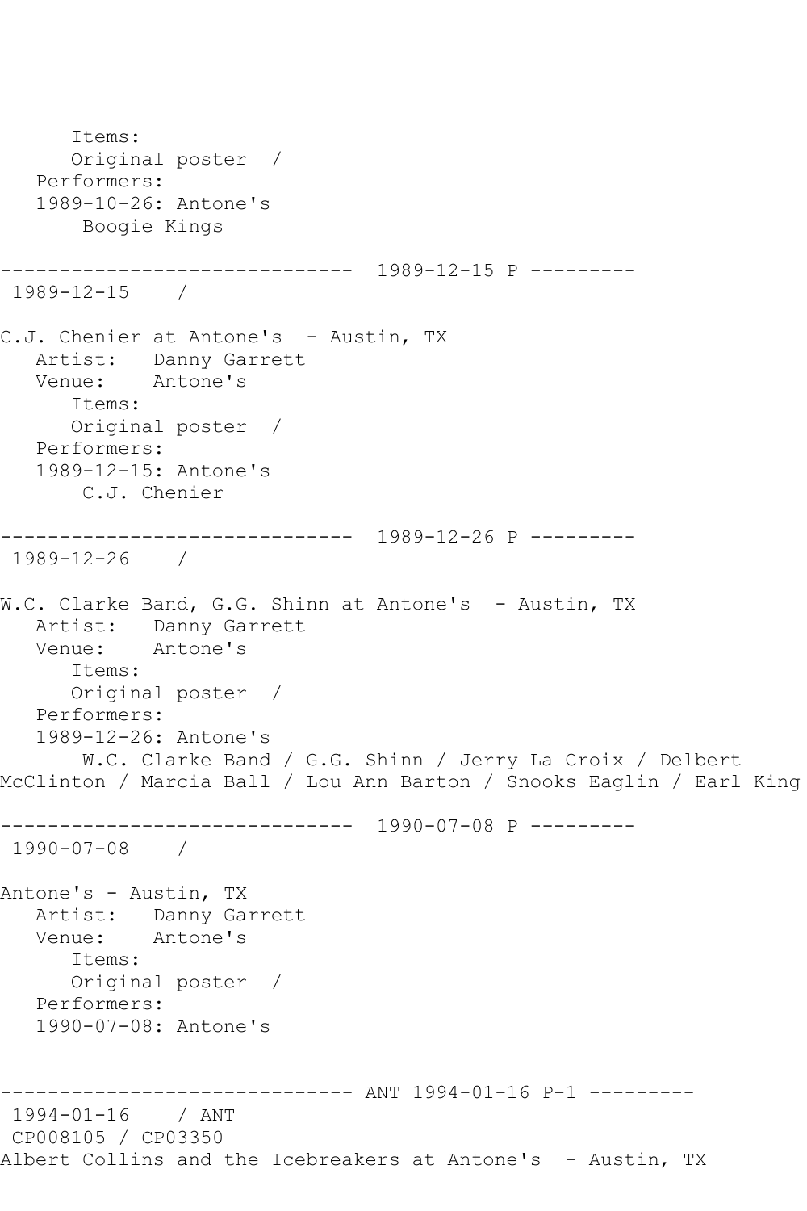```
      Items:
      Original poster  /
   Performers:
   1989-10-26: Antone's
       Boogie Kings

------------------------------  1989-12-15 P ---------
 1989-12-15    /

C.J. Chenier at Antone's  - Austin, TX
   Artist:   Danny Garrett
   Venue:    Antone's
      Items:
      Original poster  /
   Performers:
   1989-12-15: Antone's
       C.J. Chenier

------------------------------  1989-12-26 P ---------
 1989-12-26    /

W.C. Clarke Band, G.G. Shinn at Antone's  - Austin, TX
   Artist:   Danny Garrett
   Venue:    Antone's
      Items:
      Original poster  /
   Performers:
   1989-12-26: Antone's
       W.C. Clarke Band / G.G. Shinn / Jerry La Croix / Delbert
McClinton / Marcia Ball / Lou Ann Barton / Snooks Eaglin / Earl King

------------------------------  1990-07-08 P ---------
 1990-07-08    /

Antone's - Austin, TX
   Artist:   Danny Garrett
   Venue:    Antone's
      Items:
      Original poster  /
   Performers:
   1990-07-08: Antone's


------------------------------ ANT 1994-01-16 P-1 ---------
 1994-01-16    / ANT
 CP008105 / CP03350
Albert Collins and the Icebreakers at Antone's  - Austin, TX
```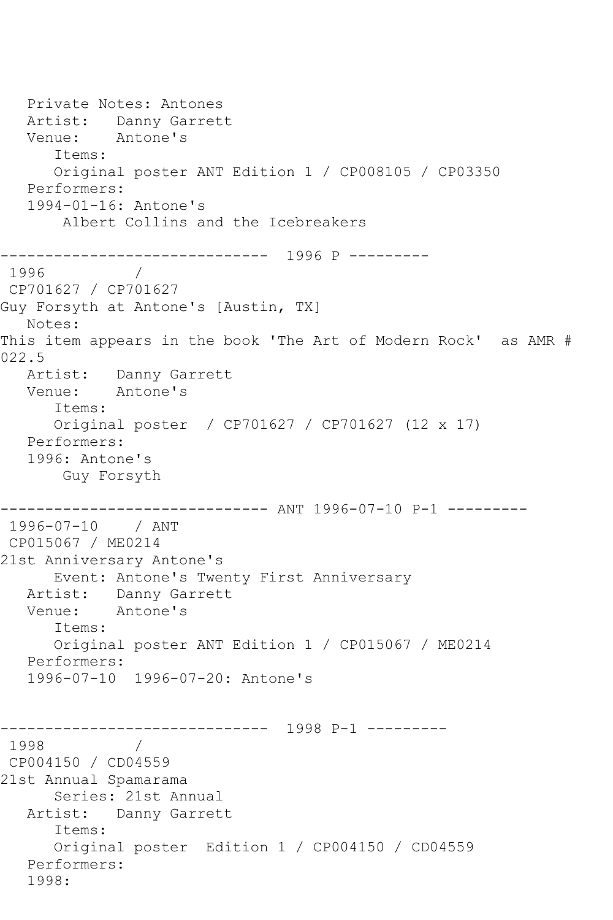```
   Private Notes: Antones
   Artist:   Danny Garrett
   Venue:    Antone's
      Items:
      Original poster ANT Edition 1 / CP008105 / CP03350
   Performers:
   1994-01-16: Antone's
       Albert Collins and the Icebreakers

------------------------------  1996 P ---------
 1996          /
 CP701627 / CP701627
Guy Forsyth at Antone's [Austin, TX]
   Notes:
This item appears in the book 'The Art of Modern Rock'  as AMR #
022.5
   Artist:   Danny Garrett
   Venue:    Antone's
      Items:
      Original poster  / CP701627 / CP701627 (12 x 17)
   Performers:
   1996: Antone's
       Guy Forsyth

------------------------------ ANT 1996-07-10 P-1 ---------
 1996-07-10    / ANT
 CP015067 / ME0214
21st Anniversary Antone's
      Event: Antone's Twenty First Anniversary
   Artist:   Danny Garrett
   Venue:    Antone's
      Items:
      Original poster ANT Edition 1 / CP015067 / ME0214
   Performers:
   1996-07-10  1996-07-20: Antone's


------------------------------  1998 P-1 ---------
 1998          /
 CP004150 / CD04559
21st Annual Spamarama
      Series: 21st Annual
   Artist:   Danny Garrett
      Items:
      Original poster  Edition 1 / CP004150 / CD04559
   Performers:
   1998:
```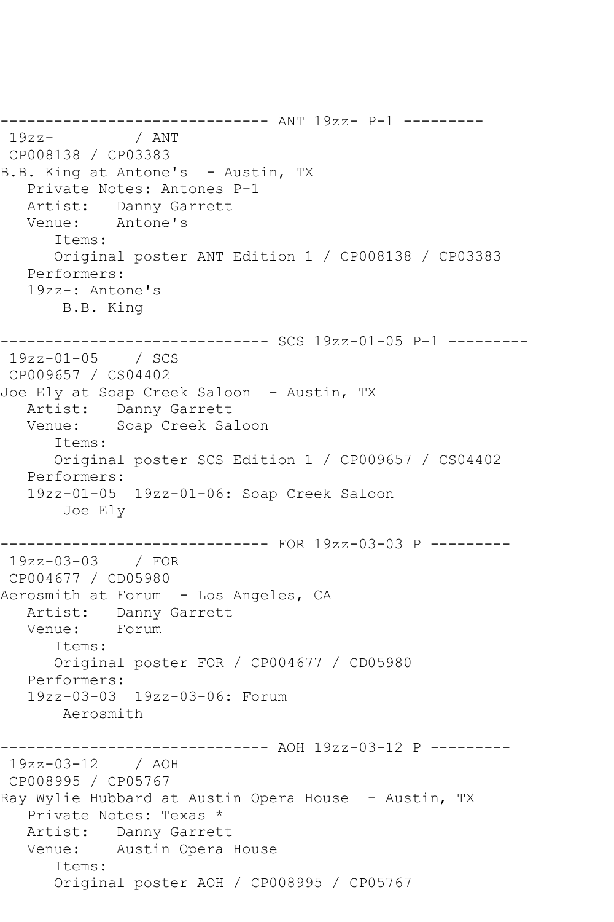```
------------------------------ ANT 19zz- P-1 ---------
 19zz-         / ANT
 CP008138 / CP03383
B.B. King at Antone's  - Austin, TX
   Private Notes: Antones P-1
   Artist:   Danny Garrett
   Venue:    Antone's
      Items:
      Original poster ANT Edition 1 / CP008138 / CP03383
   Performers:
   19zz-: Antone's
       B.B. King

------------------------------ SCS 19zz-01-05 P-1 ---------
 19zz-01-05    / SCS
 CP009657 / CS04402
Joe Ely at Soap Creek Saloon  - Austin, TX
   Artist:   Danny Garrett
   Venue:    Soap Creek Saloon
      Items:
      Original poster SCS Edition 1 / CP009657 / CS04402
   Performers:
   19zz-01-05  19zz-01-06: Soap Creek Saloon
       Joe Ely

------------------------------ FOR 19zz-03-03 P ---------
 19zz-03-03    / FOR
 CP004677 / CD05980
Aerosmith at Forum  - Los Angeles, CA
   Artist:   Danny Garrett
   Venue:    Forum
      Items:
      Original poster FOR / CP004677 / CD05980
   Performers:
   19zz-03-03  19zz-03-06: Forum
       Aerosmith

------------------------------ AOH 19zz-03-12 P ---------
 19zz-03-12    / AOH
 CP008995 / CP05767
Ray Wylie Hubbard at Austin Opera House  - Austin, TX
   Private Notes: Texas *
   Artist:   Danny Garrett
   Venue:    Austin Opera House
      Items:
      Original poster AOH / CP008995 / CP05767
```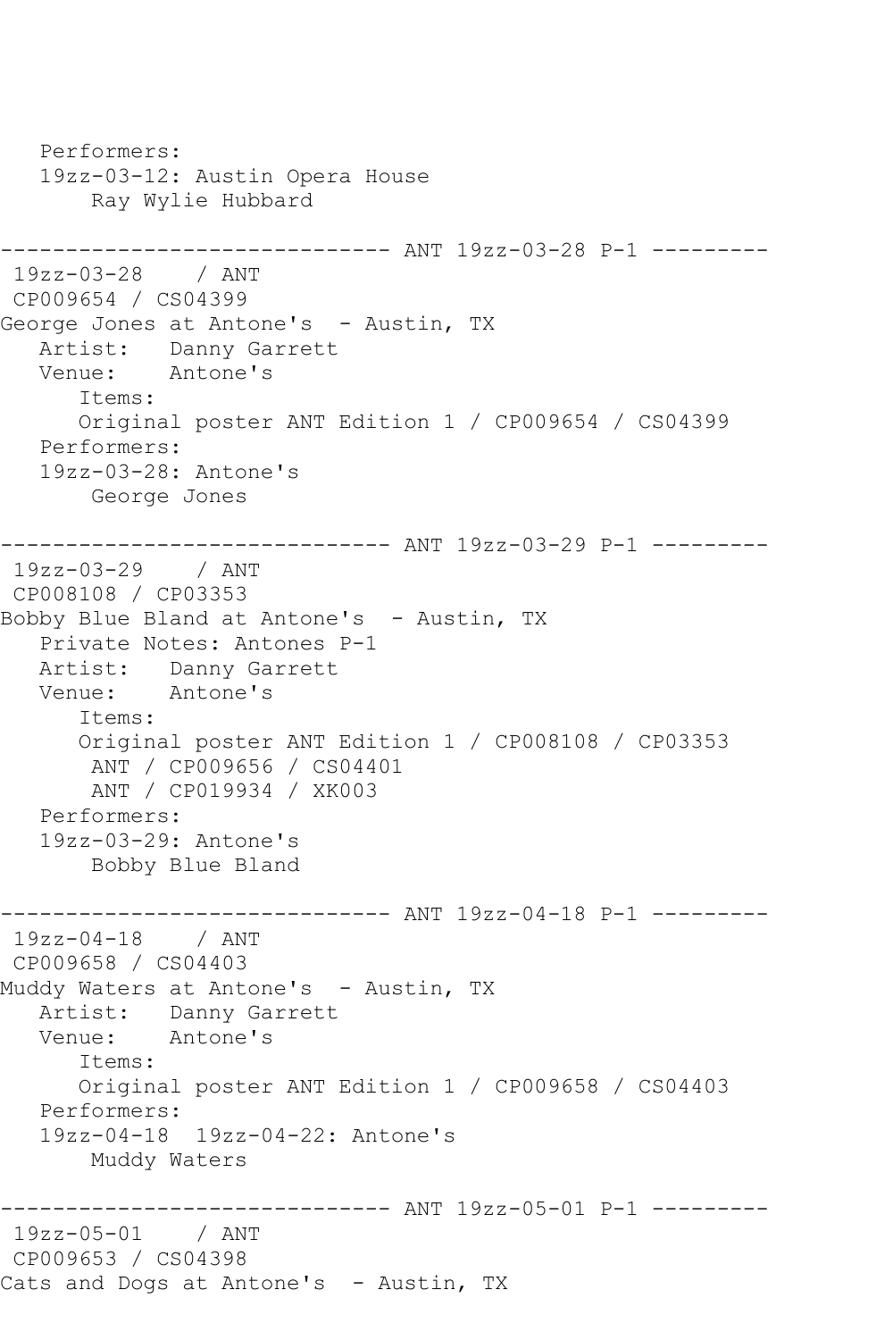```
   Performers:
   19zz-03-12: Austin Opera House
       Ray Wylie Hubbard

------------------------------ ANT 19zz-03-28 P-1 ---------
 19zz-03-28    / ANT
 CP009654 / CS04399
George Jones at Antone's  - Austin, TX
   Artist:   Danny Garrett
   Venue:    Antone's
      Items:
      Original poster ANT Edition 1 / CP009654 / CS04399
   Performers:
   19zz-03-28: Antone's
       George Jones

------------------------------ ANT 19zz-03-29 P-1 ---------
 19zz-03-29    / ANT
 CP008108 / CP03353
Bobby Blue Bland at Antone's  - Austin, TX
   Private Notes: Antones P-1
   Artist:   Danny Garrett
   Venue:    Antone's
      Items:
      Original poster ANT Edition 1 / CP008108 / CP03353
       ANT / CP009656 / CS04401
       ANT / CP019934 / XK003
   Performers:
   19zz-03-29: Antone's
       Bobby Blue Bland

------------------------------ ANT 19zz-04-18 P-1 ---------
 19zz-04-18    / ANT
 CP009658 / CS04403
Muddy Waters at Antone's  - Austin, TX
   Artist:   Danny Garrett
   Venue:    Antone's
      Items:
      Original poster ANT Edition 1 / CP009658 / CS04403
   Performers:
   19zz-04-18  19zz-04-22: Antone's
       Muddy Waters

------------------------------ ANT 19zz-05-01 P-1 ---------
 19zz-05-01    / ANT
 CP009653 / CS04398
Cats and Dogs at Antone's  - Austin, TX
```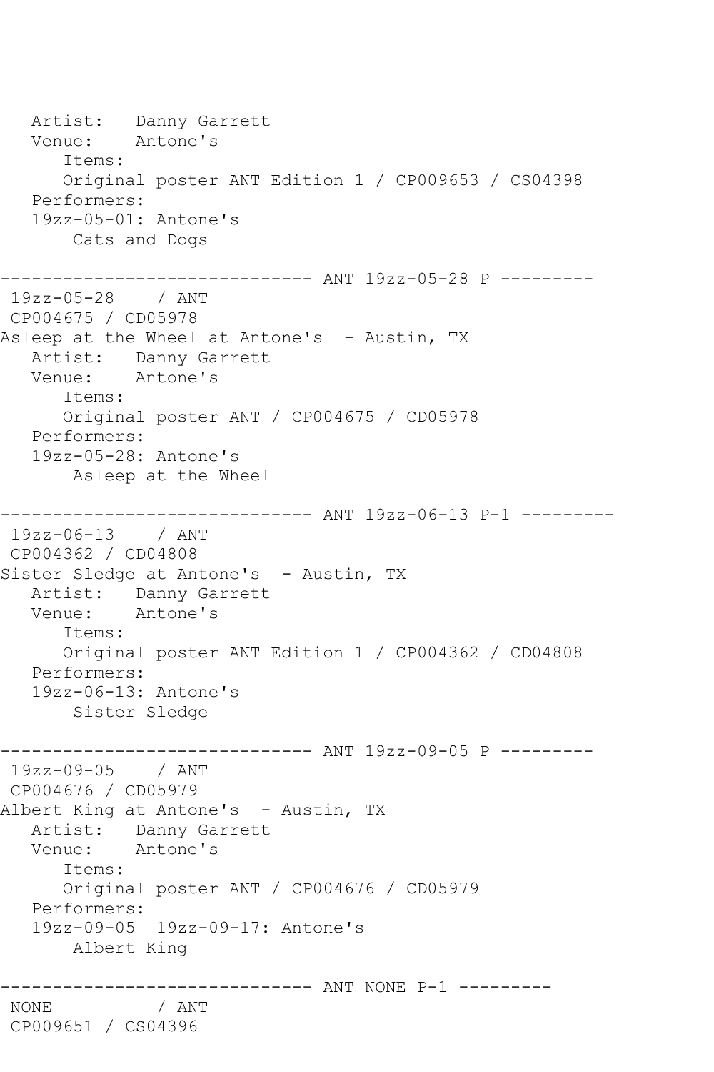```
   Artist:   Danny Garrett
   Venue:    Antone's
      Items:
      Original poster ANT Edition 1 / CP009653 / CS04398
   Performers:
   19zz-05-01: Antone's
       Cats and Dogs

------------------------------ ANT 19zz-05-28 P ---------
 19zz-05-28    / ANT
 CP004675 / CD05978
Asleep at the Wheel at Antone's  - Austin, TX
   Artist:   Danny Garrett
   Venue:    Antone's
      Items:
      Original poster ANT / CP004675 / CD05978
   Performers:
   19zz-05-28: Antone's
       Asleep at the Wheel

------------------------------ ANT 19zz-06-13 P-1 ---------
 19zz-06-13    / ANT
 CP004362 / CD04808
Sister Sledge at Antone's  - Austin, TX
   Artist:   Danny Garrett
   Venue:    Antone's
      Items:
      Original poster ANT Edition 1 / CP004362 / CD04808
   Performers:
   19zz-06-13: Antone's
       Sister Sledge

------------------------------ ANT 19zz-09-05 P ---------
 19zz-09-05    / ANT
 CP004676 / CD05979
Albert King at Antone's  - Austin, TX
   Artist:   Danny Garrett
   Venue:    Antone's
      Items:
      Original poster ANT / CP004676 / CD05979
   Performers:
   19zz-09-05  19zz-09-17: Antone's
       Albert King

------------------------------ ANT NONE P-1 ---------
 NONE          / ANT
 CP009651 / CS04396
```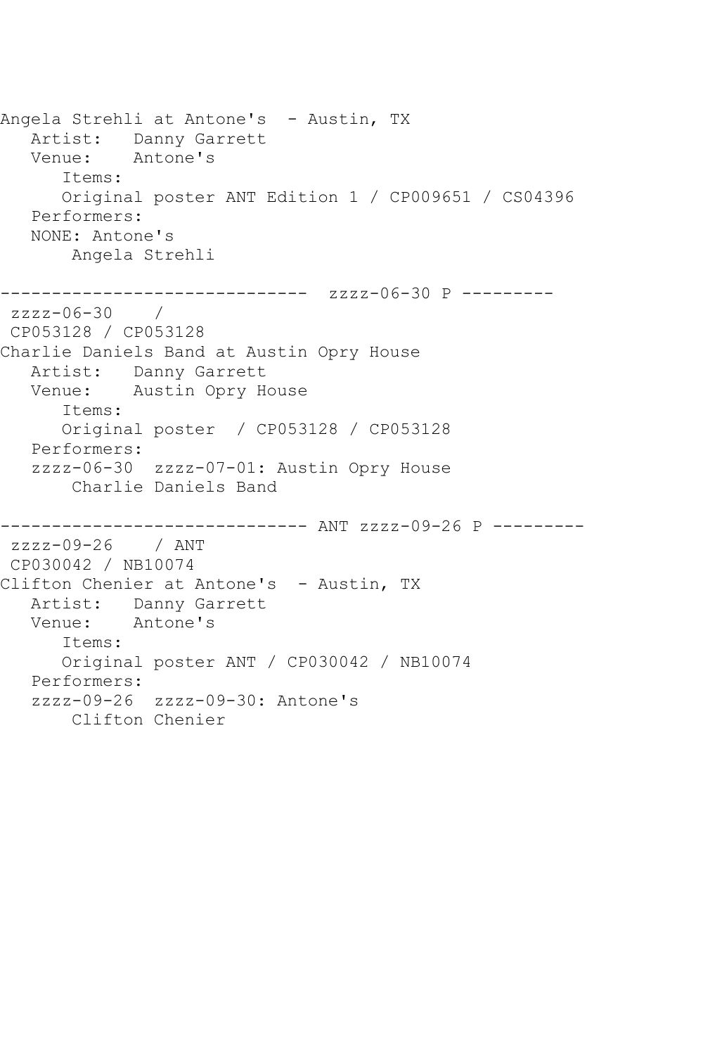```
Angela Strehli at Antone's  - Austin, TX
   Artist:   Danny Garrett
   Venue:    Antone's
      Items:
      Original poster ANT Edition 1 / CP009651 / CS04396
   Performers:
   NONE: Antone's
       Angela Strehli

------------------------------  zzzz-06-30 P ---------
 zzzz-06-30    /
 CP053128 / CP053128
Charlie Daniels Band at Austin Opry House
   Artist:   Danny Garrett
   Venue:    Austin Opry House
      Items:
      Original poster  / CP053128 / CP053128
   Performers:
   zzzz-06-30  zzzz-07-01: Austin Opry House
       Charlie Daniels Band

------------------------------ ANT zzzz-09-26 P ---------
 zzzz-09-26    / ANT
 CP030042 / NB10074
Clifton Chenier at Antone's  - Austin, TX
   Artist:   Danny Garrett
   Venue:    Antone's
      Items:
      Original poster ANT / CP030042 / NB10074
   Performers:
   zzzz-09-26  zzzz-09-30: Antone's
       Clifton Chenier
```